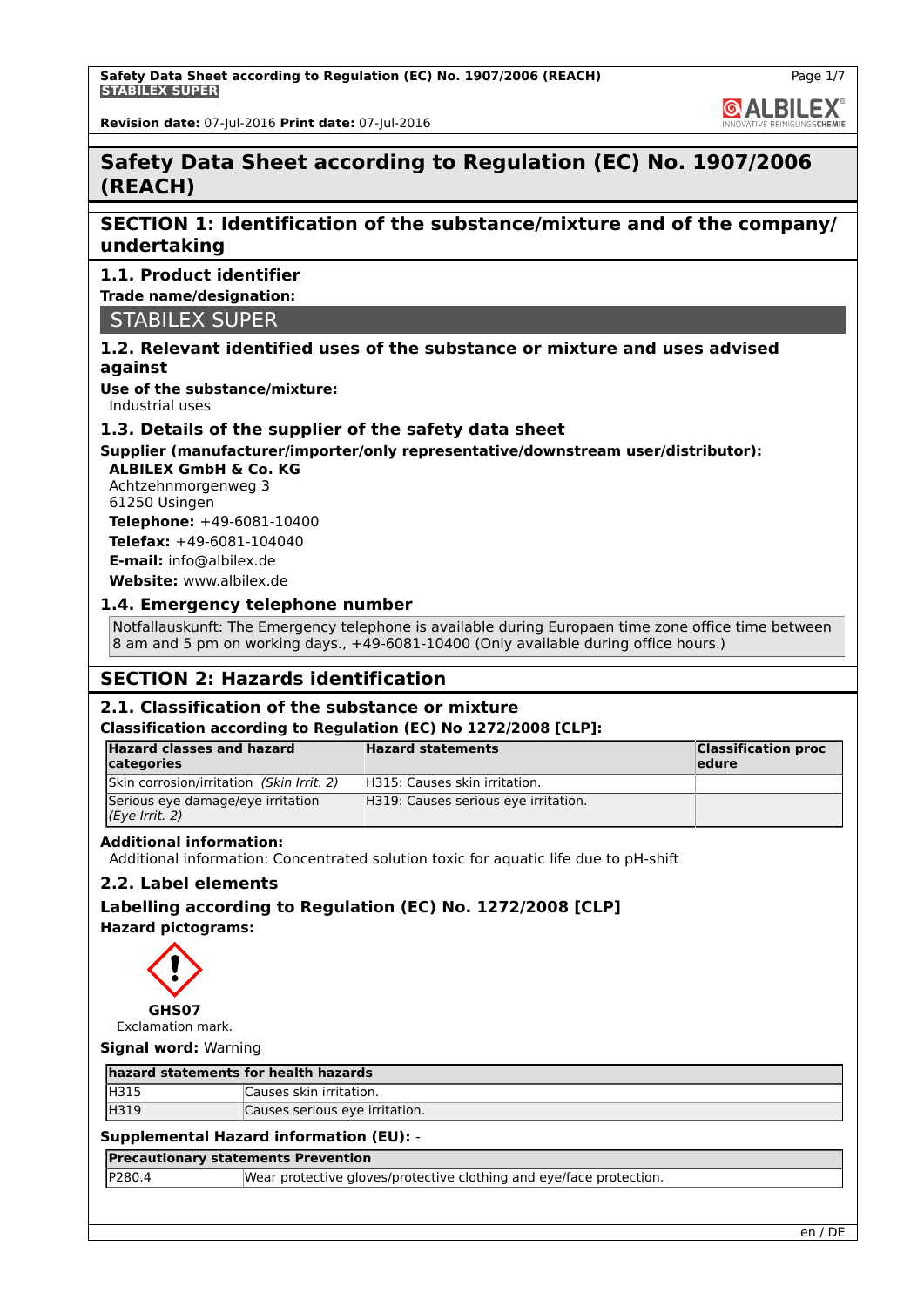# Safety Data Sheet according to Regulation (EC) No. 1907/2006 (REACH)

## SECTION 1: Identification of the substance/mixture and of the company/ undertaking

### 1.1. Product identifier

**Trade name/designation:**

STABILEX SUPER

### 1.2. Relevant identified uses of the substance or mixture and uses advised against

**Use of the substance/mixture:**
Industrial uses

### 1.3. Details of the supplier of the safety data sheet

**Supplier (manufacturer/importer/only representative/downstream user/distributor):**

**ALBILEX GmbH & Co. KG**
Achtzehnmorgenweg 3
61250 Usingen
**Telephone:** +49-6081-10400
**Telefax:** +49-6081-104040
**E-mail:** info@albilex.de
**Website:** www.albilex.de

### 1.4. Emergency telephone number

Notfallauskunft: The Emergency telephone is available during Europaen time zone office time between 8 am and 5 pm on working days., +49-6081-10400 (Only available during office hours.)

## SECTION 2: Hazards identification

### 2.1. Classification of the substance or mixture

**Classification according to Regulation (EC) No 1272/2008 [CLP]:**

| Hazard classes and hazard categories | Hazard statements | Classification procedure |
|---|---|---|
| Skin corrosion/irritation *(Skin Irrit. 2)* | H315: Causes skin irritation. | |
| Serious eye damage/eye irritation *(Eye Irrit. 2)* | H319: Causes serious eye irritation. | |

**Additional information:**
Additional information: Concentrated solution toxic for aquatic life due to pH-shift

### 2.2. Label elements

**Labelling according to Regulation (EC) No. 1272/2008 [CLP]**

**Hazard pictograms:**

**GHS07**
Exclamation mark.

**Signal word:** Warning

| hazard statements for health hazards | |
|---|---|
| H315 | Causes skin irritation. |
| H319 | Causes serious eye irritation. |

**Supplemental Hazard information (EU):** -

| Precautionary statements Prevention | |
|---|---|
| P280.4 | Wear protective gloves/protective clothing and eye/face protection. |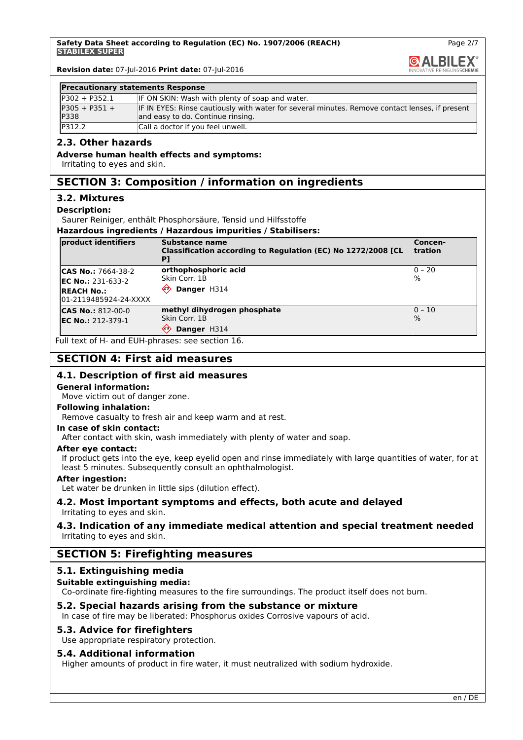| Precautionary statements Response | |
|---|---|
| P302 + P352.1 | IF ON SKIN: Wash with plenty of soap and water. |
| P305 + P351 + P338 | IF IN EYES: Rinse cautiously with water for several minutes. Remove contact lenses, if present and easy to do. Continue rinsing. |
| P312.2 | Call a doctor if you feel unwell. |

### 2.3. Other hazards

**Adverse human health effects and symptoms:**

Irritating to eyes and skin.

## SECTION 3: Composition / information on ingredients

### 3.2. Mixtures

**Description:**

Saurer Reiniger, enthält Phosphorsäure, Tensid und Hilfsstoffe

**Hazardous ingredients / Hazardous impurities / Stabilisers:**

| product identifiers | Substance name<br>Classification according to Regulation (EC) No 1272/2008 [CLP] | Concen-tration |
|---|---|---|
| **CAS No.:** 7664-38-2<br>**EC No.:** 231-633-2<br>**REACH No.:** 01-2119485924-24-XXXX | **orthophosphoric acid**<br>Skin Corr. 1B<br>**Danger** H314 | 0 – 20 % |
| **CAS No.:** 812-00-0<br>**EC No.:** 212-379-1 | **methyl dihydrogen phosphate**<br>Skin Corr. 1B<br>**Danger** H314 | 0 – 10 % |

Full text of H- and EUH-phrases: see section 16.

## SECTION 4: First aid measures

### 4.1. Description of first aid measures

**General information:**

Move victim out of danger zone.

**Following inhalation:**

Remove casualty to fresh air and keep warm and at rest.

**In case of skin contact:**

After contact with skin, wash immediately with plenty of water and soap.

**After eye contact:**

If product gets into the eye, keep eyelid open and rinse immediately with large quantities of water, for at least 5 minutes. Subsequently consult an ophthalmologist.

**After ingestion:**

Let water be drunken in little sips (dilution effect).

### 4.2. Most important symptoms and effects, both acute and delayed

Irritating to eyes and skin.

### 4.3. Indication of any immediate medical attention and special treatment needed

Irritating to eyes and skin.

## SECTION 5: Firefighting measures

### 5.1. Extinguishing media

**Suitable extinguishing media:**

Co-ordinate fire-fighting measures to the fire surroundings. The product itself does not burn.

### 5.2. Special hazards arising from the substance or mixture

In case of fire may be liberated: Phosphorus oxides Corrosive vapours of acid.

### 5.3. Advice for firefighters

Use appropriate respiratory protection.

### 5.4. Additional information

Higher amounts of product in fire water, it must neutralized with sodium hydroxide.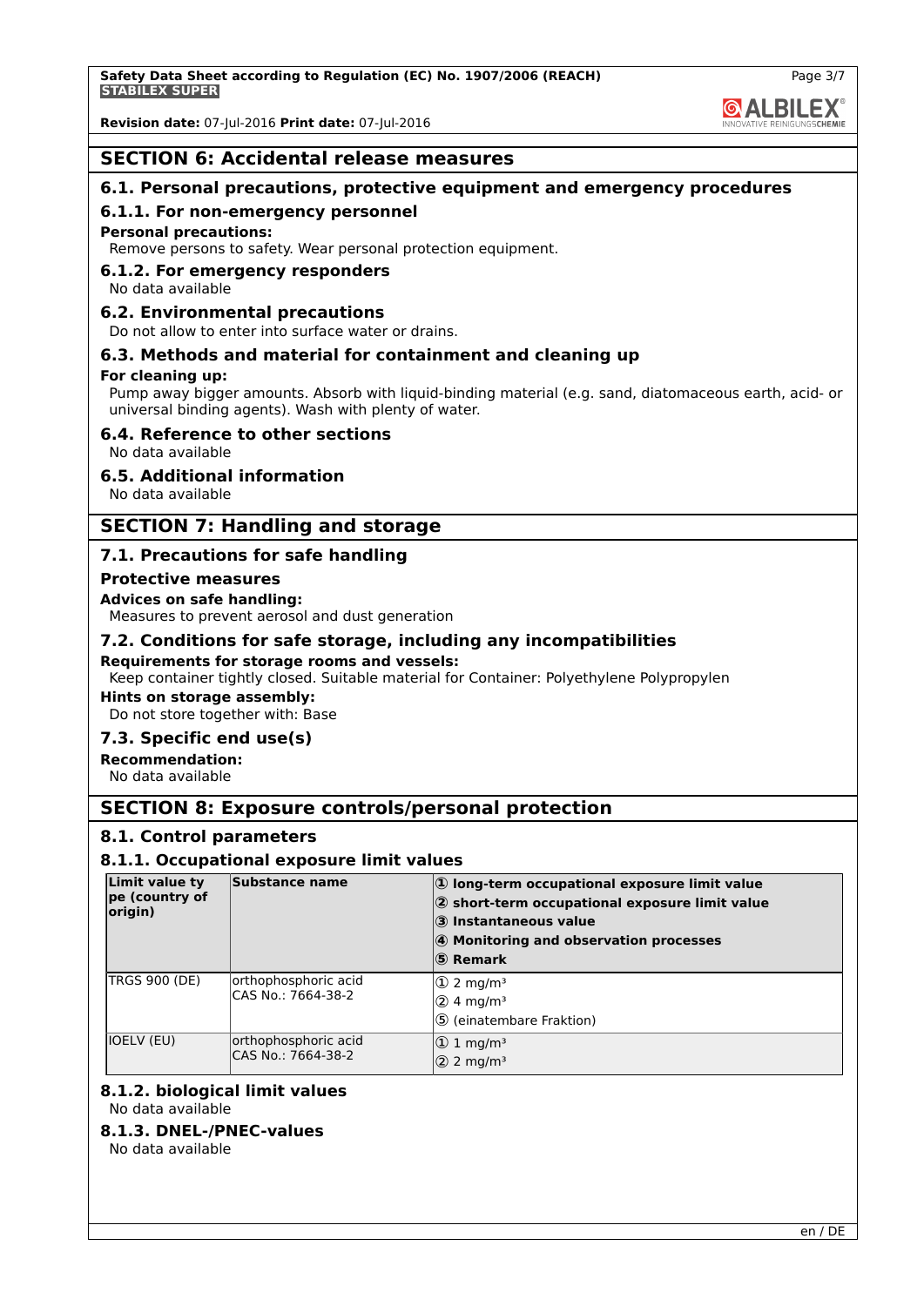## SECTION 6: Accidental release measures

### 6.1. Personal precautions, protective equipment and emergency procedures

#### 6.1.1. For non-emergency personnel

**Personal precautions:**

Remove persons to safety. Wear personal protection equipment.

#### 6.1.2. For emergency responders

No data available

### 6.2. Environmental precautions

Do not allow to enter into surface water or drains.

### 6.3. Methods and material for containment and cleaning up

**For cleaning up:**

Pump away bigger amounts. Absorb with liquid-binding material (e.g. sand, diatomaceous earth, acid- or universal binding agents). Wash with plenty of water.

### 6.4. Reference to other sections

No data available

### 6.5. Additional information

No data available

## SECTION 7: Handling and storage

### 7.1. Precautions for safe handling

**Protective measures**

**Advices on safe handling:**

Measures to prevent aerosol and dust generation

### 7.2. Conditions for safe storage, including any incompatibilities

**Requirements for storage rooms and vessels:**

Keep container tightly closed. Suitable material for Container: Polyethylene Polypropylen

**Hints on storage assembly:**

Do not store together with: Base

### 7.3. Specific end use(s)

**Recommendation:**

No data available

## SECTION 8: Exposure controls/personal protection

### 8.1. Control parameters

#### 8.1.1. Occupational exposure limit values

| Limit value type (country of origin) | Substance name | ① long-term occupational exposure limit value<br>② short-term occupational exposure limit value<br>③ Instantaneous value<br>④ Monitoring and observation processes<br>⑤ Remark |
|---|---|---|
| TRGS 900 (DE) | orthophosphoric acid<br>CAS No.: 7664-38-2 | ① 2 mg/m³<br>② 4 mg/m³<br>⑤ (einatembare Fraktion) |
| IOELV (EU) | orthophosphoric acid<br>CAS No.: 7664-38-2 | ① 1 mg/m³<br>② 2 mg/m³ |

#### 8.1.2. biological limit values

No data available

#### 8.1.3. DNEL-/PNEC-values

No data available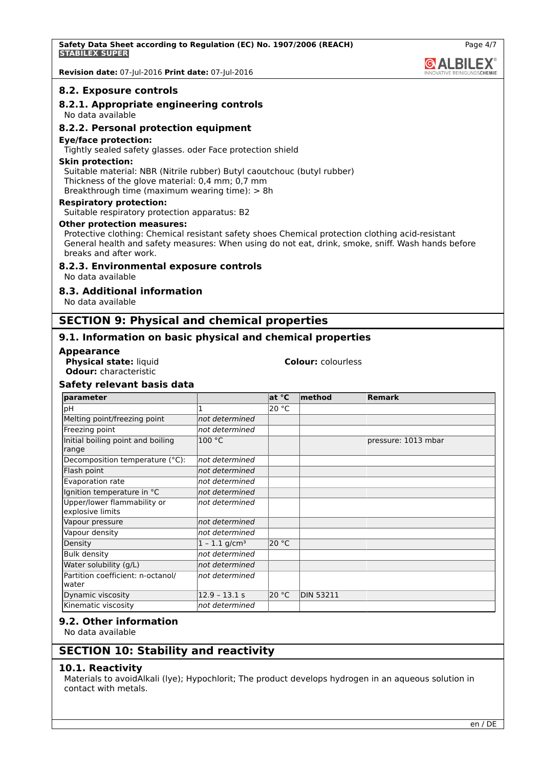## 8.2. Exposure controls

### 8.2.1. Appropriate engineering controls

No data available

### 8.2.2. Personal protection equipment

**Eye/face protection:**

Tightly sealed safety glasses. oder Face protection shield

**Skin protection:**

Suitable material: NBR (Nitrile rubber) Butyl caoutchouc (butyl rubber)
Thickness of the glove material: 0,4 mm; 0,7 mm
Breakthrough time (maximum wearing time): > 8h

**Respiratory protection:**

Suitable respiratory protection apparatus: B2

**Other protection measures:**

Protective clothing: Chemical resistant safety shoes Chemical protection clothing acid-resistant
General health and safety measures: When using do not eat, drink, smoke, sniff. Wash hands before breaks and after work.

### 8.2.3. Environmental exposure controls

No data available

## 8.3. Additional information

No data available

# SECTION 9: Physical and chemical properties

## 9.1. Information on basic physical and chemical properties

### Appearance

**Physical state:** liquid
**Colour:** colourless
**Odour:** characteristic

### Safety relevant basis data

| parameter | | at °C | method | Remark |
|---|---|---|---|---|
| pH | 1 | 20 °C | | |
| Melting point/freezing point | *not determined* | | | |
| Freezing point | *not determined* | | | |
| Initial boiling point and boiling range | 100 °C | | | pressure: 1013 mbar |
| Decomposition temperature (°C): | *not determined* | | | |
| Flash point | *not determined* | | | |
| Evaporation rate | *not determined* | | | |
| Ignition temperature in °C | *not determined* | | | |
| Upper/lower flammability or explosive limits | *not determined* | | | |
| Vapour pressure | *not determined* | | | |
| Vapour density | *not determined* | | | |
| Density | 1 – 1.1 g/cm³ | 20 °C | | |
| Bulk density | *not determined* | | | |
| Water solubility (g/L) | *not determined* | | | |
| Partition coefficient: n-octanol/water | *not determined* | | | |
| Dynamic viscosity | 12.9 – 13.1 s | 20 °C | DIN 53211 | |
| Kinematic viscosity | *not determined* | | | |

## 9.2. Other information

No data available

# SECTION 10: Stability and reactivity

## 10.1. Reactivity

Materials to avoidAlkali (lye); Hypochlorit; The product develops hydrogen in an aqueous solution in contact with metals.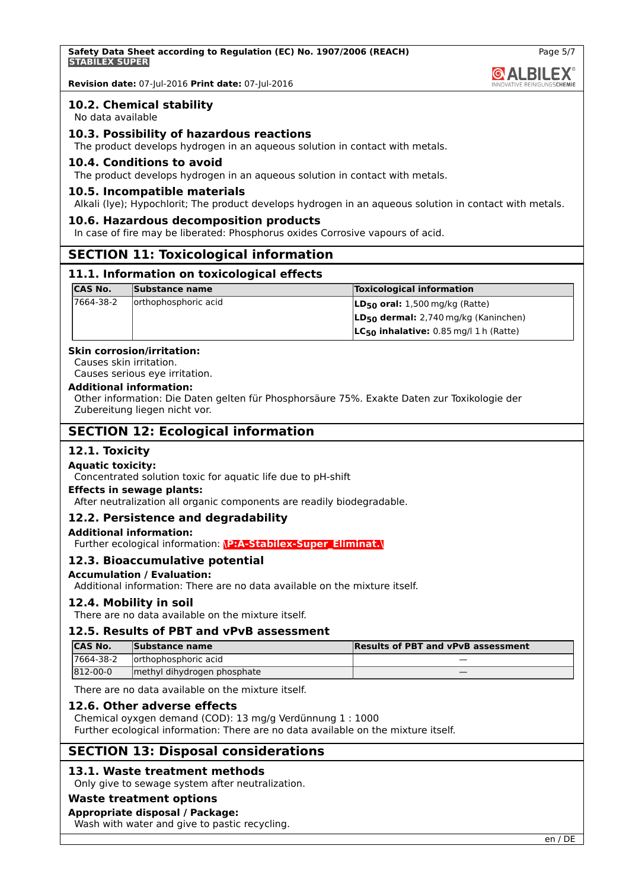## 10.2. Chemical stability

No data available

## 10.3. Possibility of hazardous reactions

The product develops hydrogen in an aqueous solution in contact with metals.

## 10.4. Conditions to avoid

The product develops hydrogen in an aqueous solution in contact with metals.

## 10.5. Incompatible materials

Alkali (lye); Hypochlorit; The product develops hydrogen in an aqueous solution in contact with metals.

## 10.6. Hazardous decomposition products

In case of fire may be liberated: Phosphorus oxides Corrosive vapours of acid.

# SECTION 11: Toxicological information

## 11.1. Information on toxicological effects

| CAS No. | Substance name | Toxicological information |
|---|---|---|
| 7664-38-2 | orthophosphoric acid | **$LD_{50}$ oral:** 1,500 mg/kg (Ratte)<br>**$LD_{50}$ dermal:** 2,740 mg/kg (Kaninchen)<br>**$LC_{50}$ inhalative:** 0.85 mg/l 1 h (Ratte) |

**Skin corrosion/irritation:**

Causes skin irritation.
Causes serious eye irritation.

**Additional information:**

Other information: Die Daten gelten für Phosphorsäure 75%. Exakte Daten zur Toxikologie der Zubereitung liegen nicht vor.

# SECTION 12: Ecological information

## 12.1. Toxicity

**Aquatic toxicity:**

Concentrated solution toxic for aquatic life due to pH-shift

**Effects in sewage plants:**

After neutralization all organic components are readily biodegradable.

## 12.2. Persistence and degradability

**Additional information:**

Further ecological information: \P:A-Stabilex-Super_Eliminat.\

## 12.3. Bioaccumulative potential

**Accumulation / Evaluation:**

Additional information: There are no data available on the mixture itself.

## 12.4. Mobility in soil

There are no data available on the mixture itself.

## 12.5. Results of PBT and vPvB assessment

| CAS No. | Substance name | Results of PBT and vPvB assessment |
|---|---|---|
| 7664-38-2 | orthophosphoric acid | — |
| 812-00-0 | methyl dihydrogen phosphate | — |

There are no data available on the mixture itself.

## 12.6. Other adverse effects

Chemical oyxgen demand (COD): 13 mg/g Verdünnung 1 : 1000
Further ecological information: There are no data available on the mixture itself.

# SECTION 13: Disposal considerations

## 13.1. Waste treatment methods

Only give to sewage system after neutralization.

### Waste treatment options

**Appropriate disposal / Package:**

Wash with water and give to pastic recycling.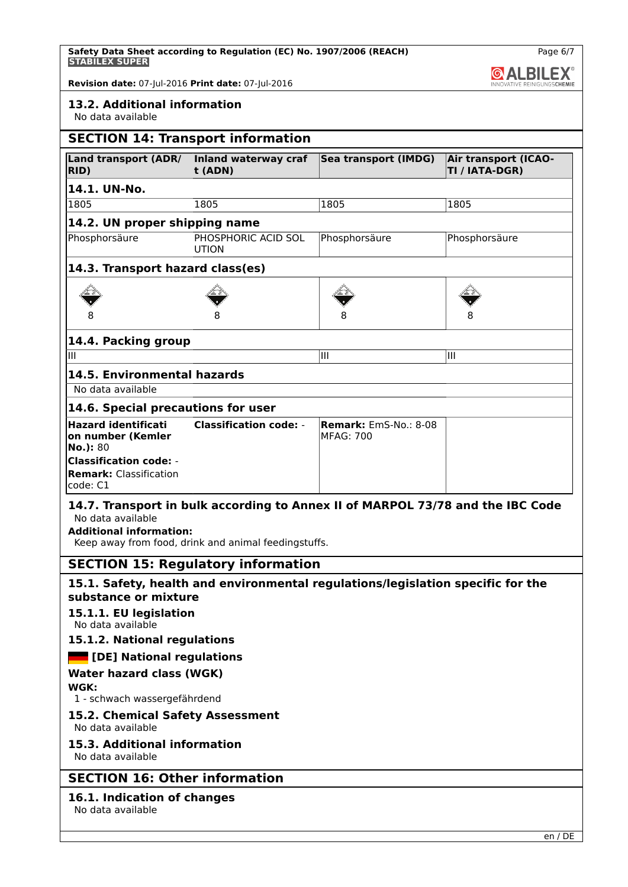### 13.2. Additional information

No data available

## SECTION 14: Transport information

| Land transport (ADR/RID) | Inland waterway craft (ADN) | Sea transport (IMDG) | Air transport (ICAO-TI / IATA-DGR) |
|---|---|---|---|
| **14.1. UN-No.** | | | |
| 1805 | 1805 | 1805 | 1805 |
| **14.2. UN proper shipping name** | | | |
| Phosphorsäure | PHOSPHORIC ACID SOLUTION | Phosphorsäure | Phosphorsäure |
| **14.3. Transport hazard class(es)** | | | |
| 8 | 8 | 8 | 8 |
| **14.4. Packing group** | | | |
| III | | III | III |
| **14.5. Environmental hazards** | | | |
| No data available | | | |
| **14.6. Special precautions for user** | | | |
| **Hazard identification number (Kemler No.):** 80<br>**Classification code:** -<br>**Remark:** Classification code: C1 | **Classification code:** - | **Remark:** EmS-No.: 8-08<br>MFAG: 700 | |

### 14.7. Transport in bulk according to Annex II of MARPOL 73/78 and the IBC Code

No data available

**Additional information:**

Keep away from food, drink and animal feedingstuffs.

## SECTION 15: Regulatory information

### 15.1. Safety, health and environmental regulations/legislation specific for the substance or mixture

#### 15.1.1. EU legislation

No data available

#### 15.1.2. National regulations

#### [DE] National regulations

**Water hazard class (WGK)**

**WGK:**

1 - schwach wassergefährdend

### 15.2. Chemical Safety Assessment

No data available

### 15.3. Additional information

No data available

## SECTION 16: Other information

### 16.1. Indication of changes

No data available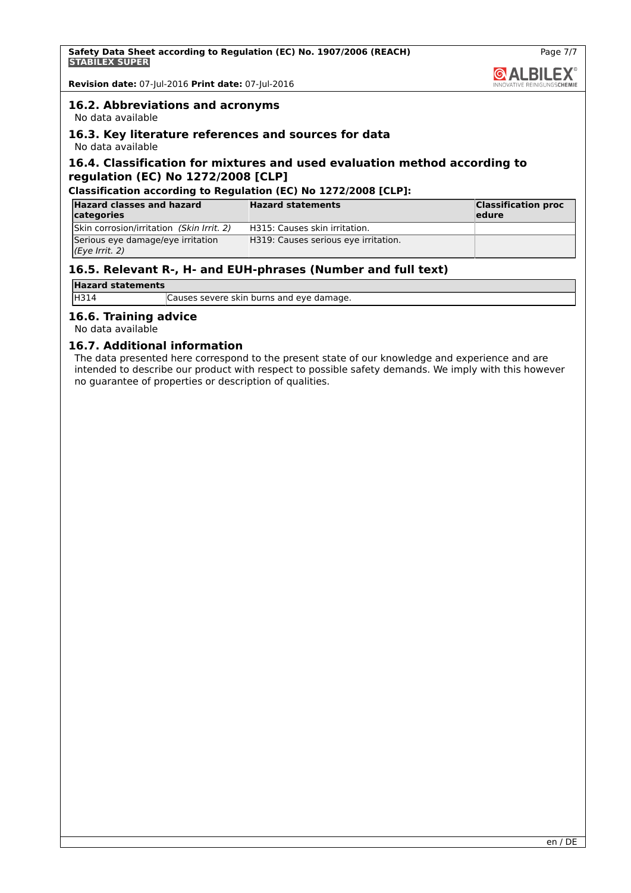## 16.2. Abbreviations and acronyms

No data available

## 16.3. Key literature references and sources for data

No data available

## 16.4. Classification for mixtures and used evaluation method according to regulation (EC) No 1272/2008 [CLP]

**Classification according to Regulation (EC) No 1272/2008 [CLP]:**

| Hazard classes and hazard categories | Hazard statements | Classification procedure |
|---|---|---|
| Skin corrosion/irritation *(Skin Irrit. 2)* | H315: Causes skin irritation. | |
| Serious eye damage/eye irritation *(Eye Irrit. 2)* | H319: Causes serious eye irritation. | |

## 16.5. Relevant R-, H- and EUH-phrases (Number and full text)

| Hazard statements | |
|---|---|
| H314 | Causes severe skin burns and eye damage. |

## 16.6. Training advice

No data available

## 16.7. Additional information

The data presented here correspond to the present state of our knowledge and experience and are intended to describe our product with respect to possible safety demands. We imply with this however no guarantee of properties or description of qualities.